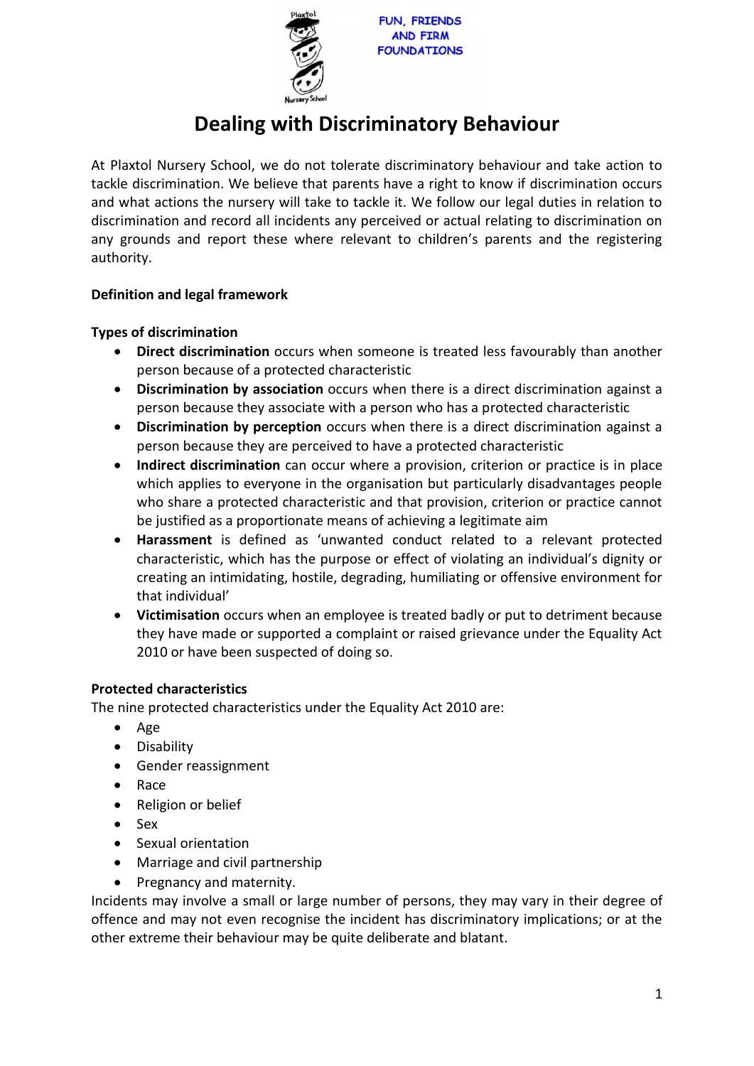FUN, FRIENDS AND FIRM FOUNDATIONS

# Dealing with Discriminatory Behaviour

At Plaxtol Nursery School, we do not tolerate discriminatory behaviour and take action to tackle discrimination. We believe that parents have a right to know if discrimination occurs and what actions the nursery will take to tackle it. We follow our legal duties in relation to discrimination and record all incidents any perceived or actual relating to discrimination on any grounds and report these where relevant to children's parents and the registering authority.

**Definition and legal framework**

**Types of discrimination**

- **Direct discrimination** occurs when someone is treated less favourably than another person because of a protected characteristic
- **Discrimination by association** occurs when there is a direct discrimination against a person because they associate with a person who has a protected characteristic
- **Discrimination by perception** occurs when there is a direct discrimination against a person because they are perceived to have a protected characteristic
- **Indirect discrimination** can occur where a provision, criterion or practice is in place which applies to everyone in the organisation but particularly disadvantages people who share a protected characteristic and that provision, criterion or practice cannot be justified as a proportionate means of achieving a legitimate aim
- **Harassment** is defined as 'unwanted conduct related to a relevant protected characteristic, which has the purpose or effect of violating an individual's dignity or creating an intimidating, hostile, degrading, humiliating or offensive environment for that individual'
- **Victimisation** occurs when an employee is treated badly or put to detriment because they have made or supported a complaint or raised grievance under the Equality Act 2010 or have been suspected of doing so.

**Protected characteristics**

The nine protected characteristics under the Equality Act 2010 are:

- Age
- Disability
- Gender reassignment
- Race
- Religion or belief
- Sex
- Sexual orientation
- Marriage and civil partnership
- Pregnancy and maternity.

Incidents may involve a small or large number of persons, they may vary in their degree of offence and may not even recognise the incident has discriminatory implications; or at the other extreme their behaviour may be quite deliberate and blatant.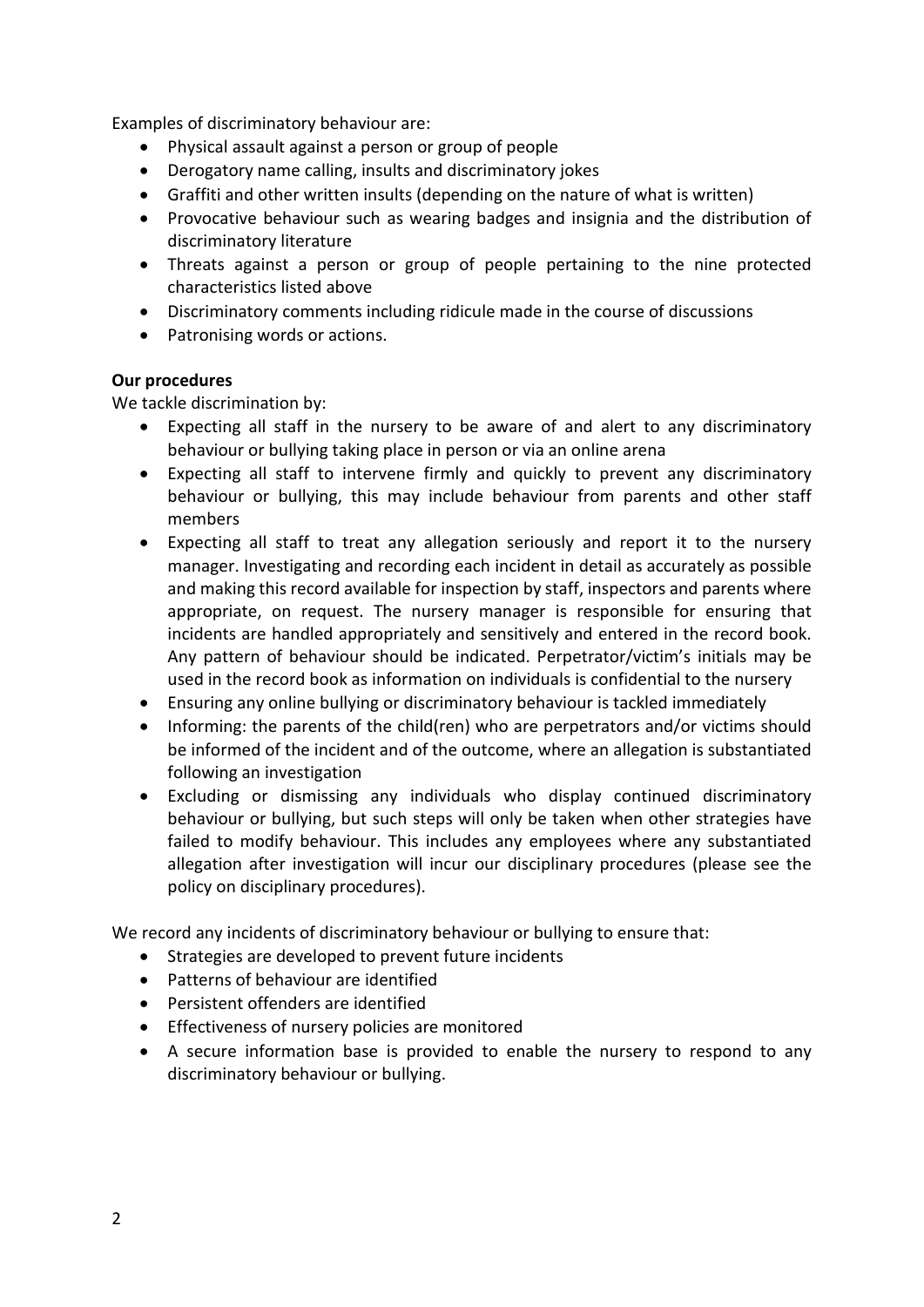Examples of discriminatory behaviour are:

- Physical assault against a person or group of people
- Derogatory name calling, insults and discriminatory jokes
- Graffiti and other written insults (depending on the nature of what is written)
- Provocative behaviour such as wearing badges and insignia and the distribution of discriminatory literature
- Threats against a person or group of people pertaining to the nine protected characteristics listed above
- Discriminatory comments including ridicule made in the course of discussions
- Patronising words or actions.

**Our procedures**

We tackle discrimination by:

- Expecting all staff in the nursery to be aware of and alert to any discriminatory behaviour or bullying taking place in person or via an online arena
- Expecting all staff to intervene firmly and quickly to prevent any discriminatory behaviour or bullying, this may include behaviour from parents and other staff members
- Expecting all staff to treat any allegation seriously and report it to the nursery manager. Investigating and recording each incident in detail as accurately as possible and making this record available for inspection by staff, inspectors and parents where appropriate, on request. The nursery manager is responsible for ensuring that incidents are handled appropriately and sensitively and entered in the record book. Any pattern of behaviour should be indicated. Perpetrator/victim's initials may be used in the record book as information on individuals is confidential to the nursery
- Ensuring any online bullying or discriminatory behaviour is tackled immediately
- Informing: the parents of the child(ren) who are perpetrators and/or victims should be informed of the incident and of the outcome, where an allegation is substantiated following an investigation
- Excluding or dismissing any individuals who display continued discriminatory behaviour or bullying, but such steps will only be taken when other strategies have failed to modify behaviour. This includes any employees where any substantiated allegation after investigation will incur our disciplinary procedures (please see the policy on disciplinary procedures).

We record any incidents of discriminatory behaviour or bullying to ensure that:

- Strategies are developed to prevent future incidents
- Patterns of behaviour are identified
- Persistent offenders are identified
- Effectiveness of nursery policies are monitored
- A secure information base is provided to enable the nursery to respond to any discriminatory behaviour or bullying.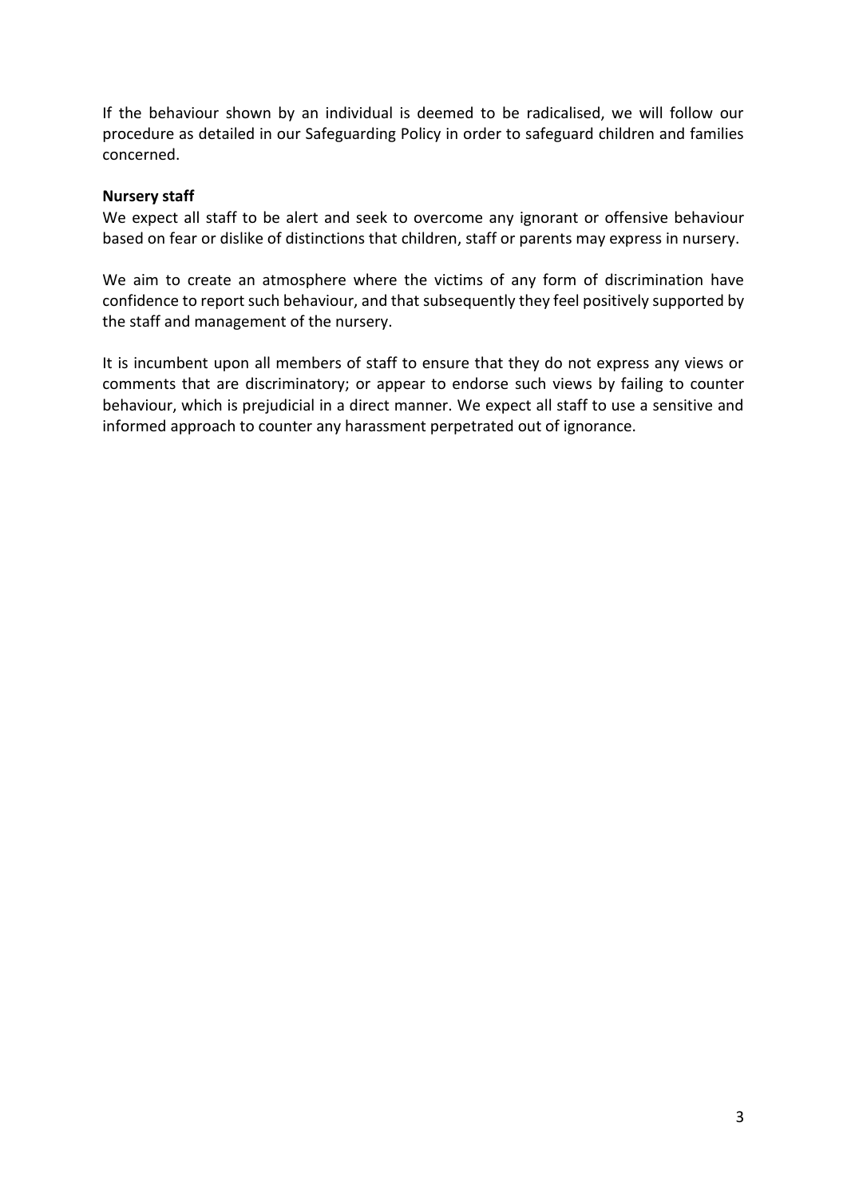If the behaviour shown by an individual is deemed to be radicalised, we will follow our procedure as detailed in our Safeguarding Policy in order to safeguard children and families concerned.

**Nursery staff**

We expect all staff to be alert and seek to overcome any ignorant or offensive behaviour based on fear or dislike of distinctions that children, staff or parents may express in nursery.

We aim to create an atmosphere where the victims of any form of discrimination have confidence to report such behaviour, and that subsequently they feel positively supported by the staff and management of the nursery.

It is incumbent upon all members of staff to ensure that they do not express any views or comments that are discriminatory; or appear to endorse such views by failing to counter behaviour, which is prejudicial in a direct manner. We expect all staff to use a sensitive and informed approach to counter any harassment perpetrated out of ignorance.